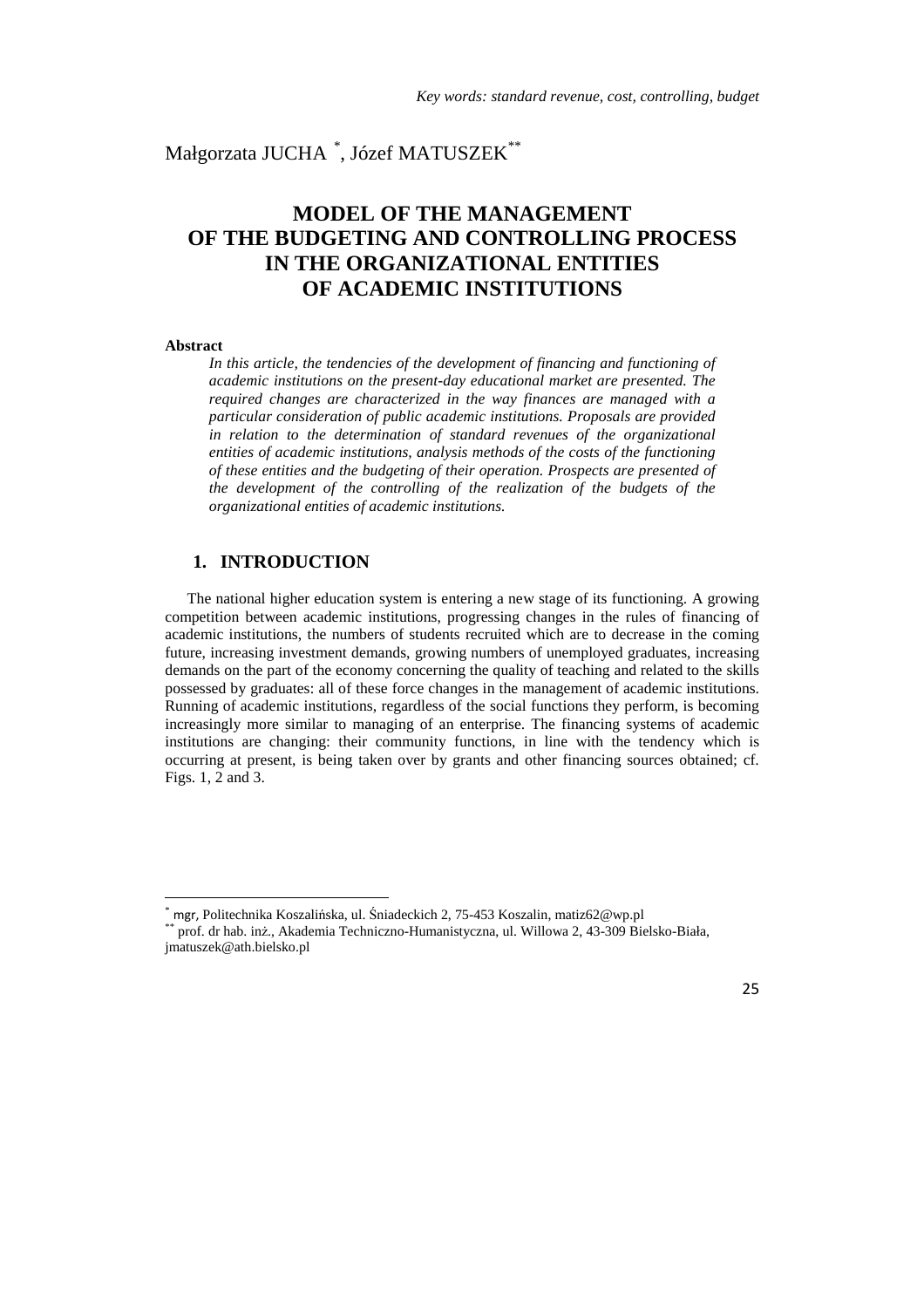*Key words: standard revenue, cost, controlling, budget*

Małgorzata JUCHA [*], Józef MATUSZEK[**]

# MODEL OF THE MANAGEMENT OF THE BUDGETING AND CONTROLLING PROCESS IN THE ORGANIZATIONAL ENTITIES OF ACADEMIC INSTITUTIONS

**Abstract**

*In this article, the tendencies of the development of financing and functioning of academic institutions on the present-day educational market are presented. The required changes are characterized in the way finances are managed with a particular consideration of public academic institutions. Proposals are provided in relation to the determination of standard revenues of the organizational entities of academic institutions, analysis methods of the costs of the functioning of these entities and the budgeting of their operation. Prospects are presented of the development of the controlling of the realization of the budgets of the organizational entities of academic institutions.*

## 1. INTRODUCTION

The national higher education system is entering a new stage of its functioning. A growing competition between academic institutions, progressing changes in the rules of financing of academic institutions, the numbers of students recruited which are to decrease in the coming future, increasing investment demands, growing numbers of unemployed graduates, increasing demands on the part of the economy concerning the quality of teaching and related to the skills possessed by graduates: all of these force changes in the management of academic institutions. Running of academic institutions, regardless of the social functions they perform, is becoming increasingly more similar to managing of an enterprise. The financing systems of academic institutions are changing: their community functions, in line with the tendency which is occurring at present, is being taken over by grants and other financing sources obtained; cf. Figs. 1, 2 and 3.

---

[*] mgr, Politechnika Koszalińska, ul. Śniadeckich 2, 75-453 Koszalin, matiz62@wp.pl

[**] prof. dr hab. inż., Akademia Techniczno-Humanistyczna, ul. Willowa 2, 43-309 Bielsko-Biała, jmatuszek@ath.bielsko.pl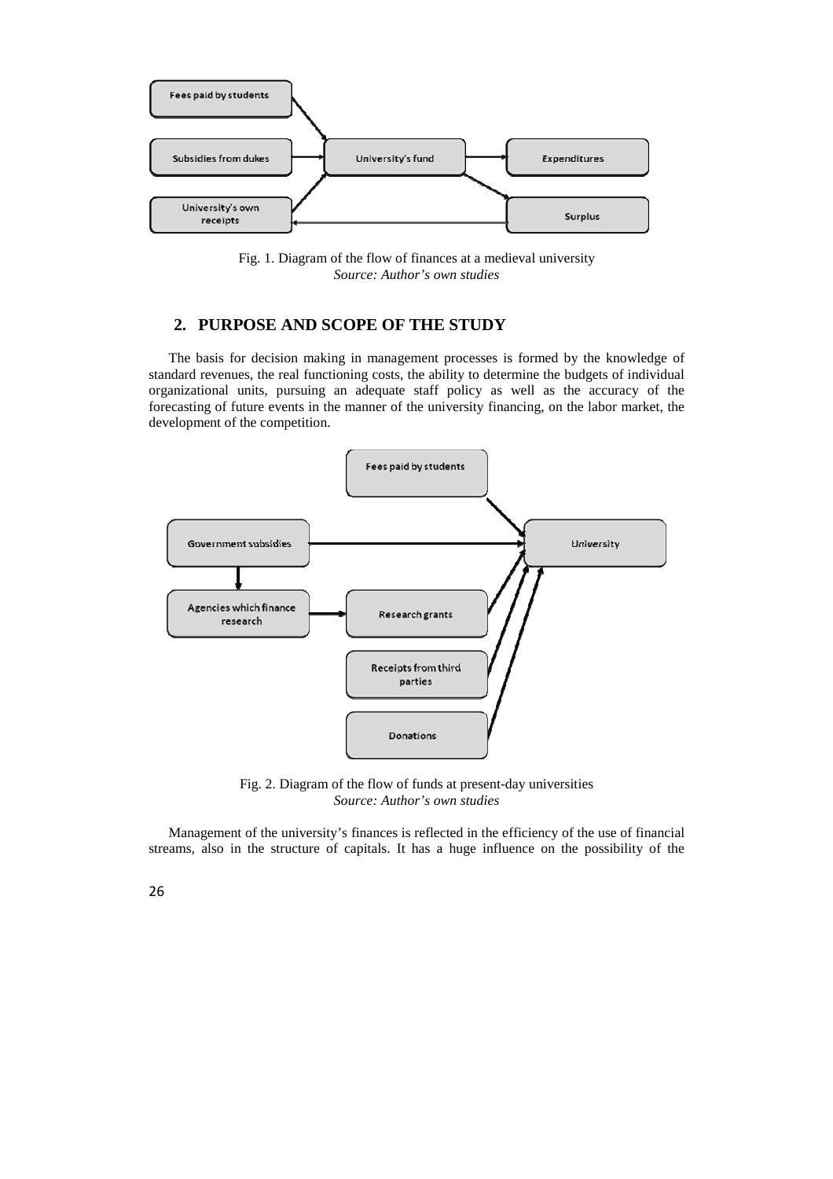Fig. 1. Diagram of the flow of finances at a medieval university
*Source: Author's own studies*

## 2. PURPOSE AND SCOPE OF THE STUDY

The basis for decision making in management processes is formed by the knowledge of standard revenues, the real functioning costs, the ability to determine the budgets of individual organizational units, pursuing an adequate staff policy as well as the accuracy of the forecasting of future events in the manner of the university financing, on the labor market, the development of the competition.

Fig. 2. Diagram of the flow of funds at present-day universities
*Source: Author's own studies*

Management of the university's finances is reflected in the efficiency of the use of financial streams, also in the structure of capitals. It has a huge influence on the possibility of the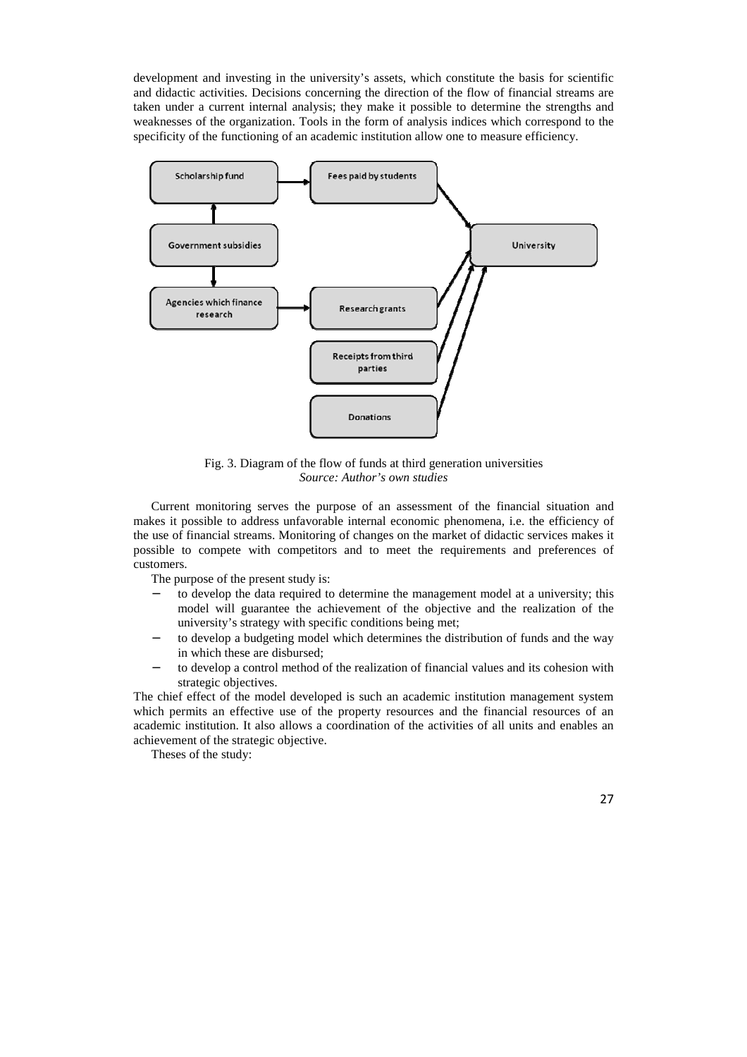development and investing in the university's assets, which constitute the basis for scientific and didactic activities. Decisions concerning the direction of the flow of financial streams are taken under a current internal analysis; they make it possible to determine the strengths and weaknesses of the organization. Tools in the form of analysis indices which correspond to the specificity of the functioning of an academic institution allow one to measure efficiency.

Fig. 3. Diagram of the flow of funds at third generation universities
*Source: Author's own studies*

Current monitoring serves the purpose of an assessment of the financial situation and makes it possible to address unfavorable internal economic phenomena, i.e. the efficiency of the use of financial streams. Monitoring of changes on the market of didactic services makes it possible to compete with competitors and to meet the requirements and preferences of customers.

The purpose of the present study is:

- to develop the data required to determine the management model at a university; this model will guarantee the achievement of the objective and the realization of the university's strategy with specific conditions being met;
- to develop a budgeting model which determines the distribution of funds and the way in which these are disbursed;
- to develop a control method of the realization of financial values and its cohesion with strategic objectives.

The chief effect of the model developed is such an academic institution management system which permits an effective use of the property resources and the financial resources of an academic institution. It also allows a coordination of the activities of all units and enables an achievement of the strategic objective.

Theses of the study: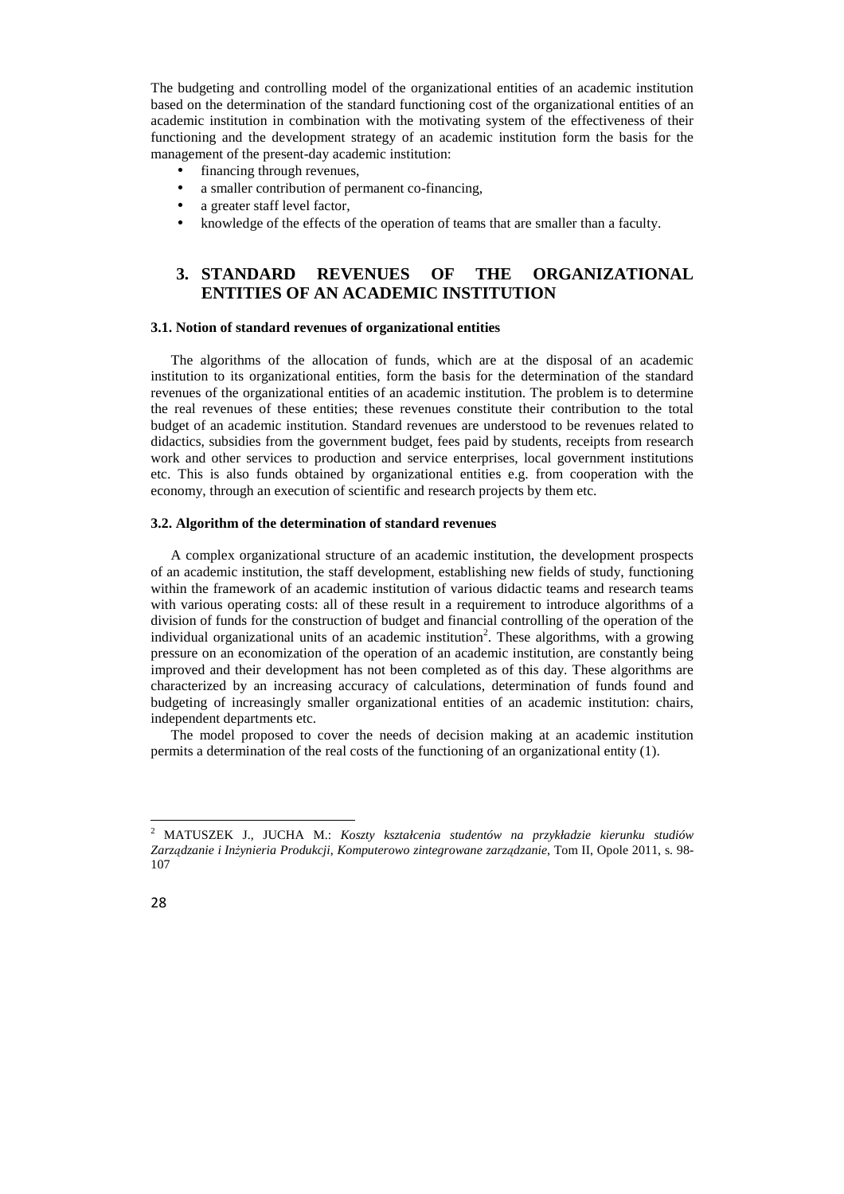The budgeting and controlling model of the organizational entities of an academic institution based on the determination of the standard functioning cost of the organizational entities of an academic institution in combination with the motivating system of the effectiveness of their functioning and the development strategy of an academic institution form the basis for the management of the present-day academic institution:

- financing through revenues,
- a smaller contribution of permanent co-financing,
- a greater staff level factor,
- knowledge of the effects of the operation of teams that are smaller than a faculty.

# 3. STANDARD REVENUES OF THE ORGANIZATIONAL ENTITIES OF AN ACADEMIC INSTITUTION

## 3.1. Notion of standard revenues of organizational entities

The algorithms of the allocation of funds, which are at the disposal of an academic institution to its organizational entities, form the basis for the determination of the standard revenues of the organizational entities of an academic institution. The problem is to determine the real revenues of these entities; these revenues constitute their contribution to the total budget of an academic institution. Standard revenues are understood to be revenues related to didactics, subsidies from the government budget, fees paid by students, receipts from research work and other services to production and service enterprises, local government institutions etc. This is also funds obtained by organizational entities e.g. from cooperation with the economy, through an execution of scientific and research projects by them etc.

## 3.2. Algorithm of the determination of standard revenues

A complex organizational structure of an academic institution, the development prospects of an academic institution, the staff development, establishing new fields of study, functioning within the framework of an academic institution of various didactic teams and research teams with various operating costs: all of these result in a requirement to introduce algorithms of a division of funds for the construction of budget and financial controlling of the operation of the individual organizational units of an academic institution[2]. These algorithms, with a growing pressure on an economization of the operation of an academic institution, are constantly being improved and their development has not been completed as of this day. These algorithms are characterized by an increasing accuracy of calculations, determination of funds found and budgeting of increasingly smaller organizational entities of an academic institution: chairs, independent departments etc.

The model proposed to cover the needs of decision making at an academic institution permits a determination of the real costs of the functioning of an organizational entity (1).

---

[2] MATUSZEK J., JUCHA M.: *Koszty kształcenia studentów na przykładzie kierunku studiów Zarządzanie i Inżynieria Produkcji, Komputerowo zintegrowane zarządzanie*, Tom II, Opole 2011, s. 98-107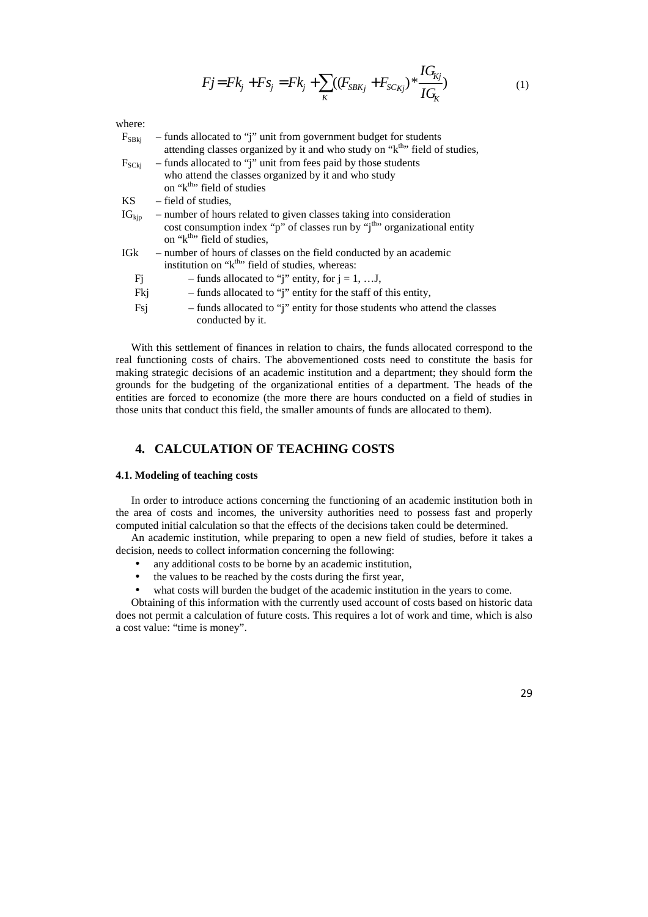$$Fj = Fk_j + Fs_j = Fk_j + \sum_K ((F_{SBKj} + F_{SCKj}) * \frac{IG_{Kj}}{IG_K}) \tag{1}$$

where:

- $F_{SBkj}$ – funds allocated to "j" unit from government budget for students attending classes organized by it and who study on "k[th]" field of studies,
- $F_{SCkj}$ – funds allocated to "j" unit from fees paid by those students who attend the classes organized by it and who study on "k[th]" field of studies
- KS – field of studies,
- $IG_{kjp}$ – number of hours related to given classes taking into consideration cost consumption index "p" of classes run by "j[th]" organizational entity on "k[th]" field of studies,
- IGk – number of hours of classes on the field conducted by an academic institution on "k[th]" field of studies, whereas:
  - Fj – funds allocated to "j" entity, for j = 1, …J,
  - Fkj – funds allocated to "j" entity for the staff of this entity,
  - Fsj – funds allocated to "j" entity for those students who attend the classes conducted by it.

With this settlement of finances in relation to chairs, the funds allocated correspond to the real functioning costs of chairs. The abovementioned costs need to constitute the basis for making strategic decisions of an academic institution and a department; they should form the grounds for the budgeting of the organizational entities of a department. The heads of the entities are forced to economize (the more there are hours conducted on a field of studies in those units that conduct this field, the smaller amounts of funds are allocated to them).

## 4. CALCULATION OF TEACHING COSTS

### 4.1. Modeling of teaching costs

In order to introduce actions concerning the functioning of an academic institution both in the area of costs and incomes, the university authorities need to possess fast and properly computed initial calculation so that the effects of the decisions taken could be determined.

An academic institution, while preparing to open a new field of studies, before it takes a decision, needs to collect information concerning the following:

- any additional costs to be borne by an academic institution,
- the values to be reached by the costs during the first year,
- what costs will burden the budget of the academic institution in the years to come.

Obtaining of this information with the currently used account of costs based on historic data does not permit a calculation of future costs. This requires a lot of work and time, which is also a cost value: "time is money".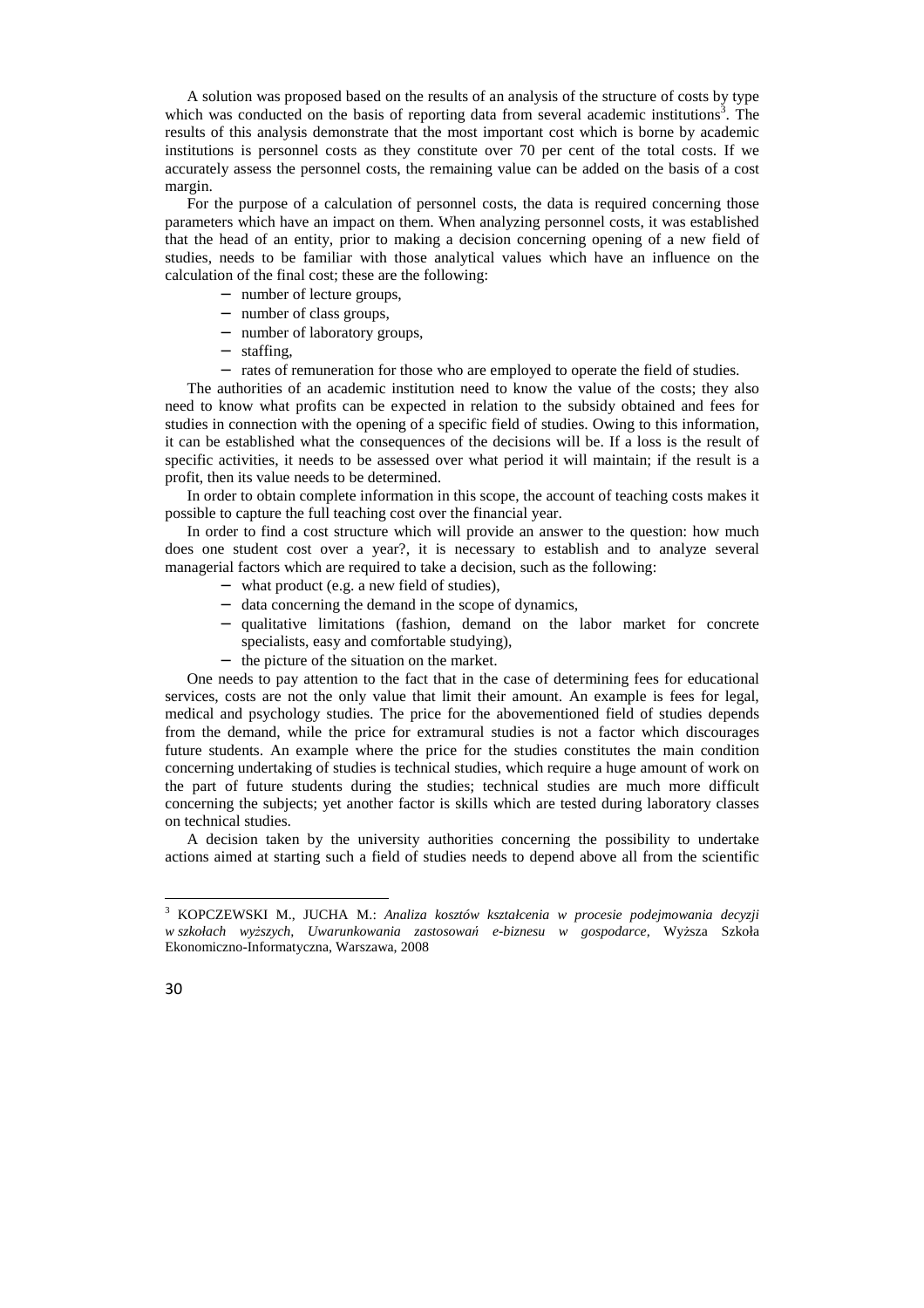A solution was proposed based on the results of an analysis of the structure of costs by type which was conducted on the basis of reporting data from several academic institutions[3]. The results of this analysis demonstrate that the most important cost which is borne by academic institutions is personnel costs as they constitute over 70 per cent of the total costs. If we accurately assess the personnel costs, the remaining value can be added on the basis of a cost margin.

For the purpose of a calculation of personnel costs, the data is required concerning those parameters which have an impact on them. When analyzing personnel costs, it was established that the head of an entity, prior to making a decision concerning opening of a new field of studies, needs to be familiar with those analytical values which have an influence on the calculation of the final cost; these are the following:

- number of lecture groups,
- number of class groups,
- number of laboratory groups,
- staffing,
- rates of remuneration for those who are employed to operate the field of studies.

The authorities of an academic institution need to know the value of the costs; they also need to know what profits can be expected in relation to the subsidy obtained and fees for studies in connection with the opening of a specific field of studies. Owing to this information, it can be established what the consequences of the decisions will be. If a loss is the result of specific activities, it needs to be assessed over what period it will maintain; if the result is a profit, then its value needs to be determined.

In order to obtain complete information in this scope, the account of teaching costs makes it possible to capture the full teaching cost over the financial year.

In order to find a cost structure which will provide an answer to the question: how much does one student cost over a year?, it is necessary to establish and to analyze several managerial factors which are required to take a decision, such as the following:

- what product (e.g. a new field of studies),
- data concerning the demand in the scope of dynamics,
- qualitative limitations (fashion, demand on the labor market for concrete specialists, easy and comfortable studying),
- the picture of the situation on the market.

One needs to pay attention to the fact that in the case of determining fees for educational services, costs are not the only value that limit their amount. An example is fees for legal, medical and psychology studies. The price for the abovementioned field of studies depends from the demand, while the price for extramural studies is not a factor which discourages future students. An example where the price for the studies constitutes the main condition concerning undertaking of studies is technical studies, which require a huge amount of work on the part of future students during the studies; technical studies are much more difficult concerning the subjects; yet another factor is skills which are tested during laboratory classes on technical studies.

A decision taken by the university authorities concerning the possibility to undertake actions aimed at starting such a field of studies needs to depend above all from the scientific

---

[3] KOPCZEWSKI M., JUCHA M.: *Analiza kosztów kształcenia w procesie podejmowania decyzji w szkołach wyższych, Uwarunkowania zastosowań e-biznesu w gospodarce,* Wyższa Szkoła Ekonomiczno-Informatyczna, Warszawa, 2008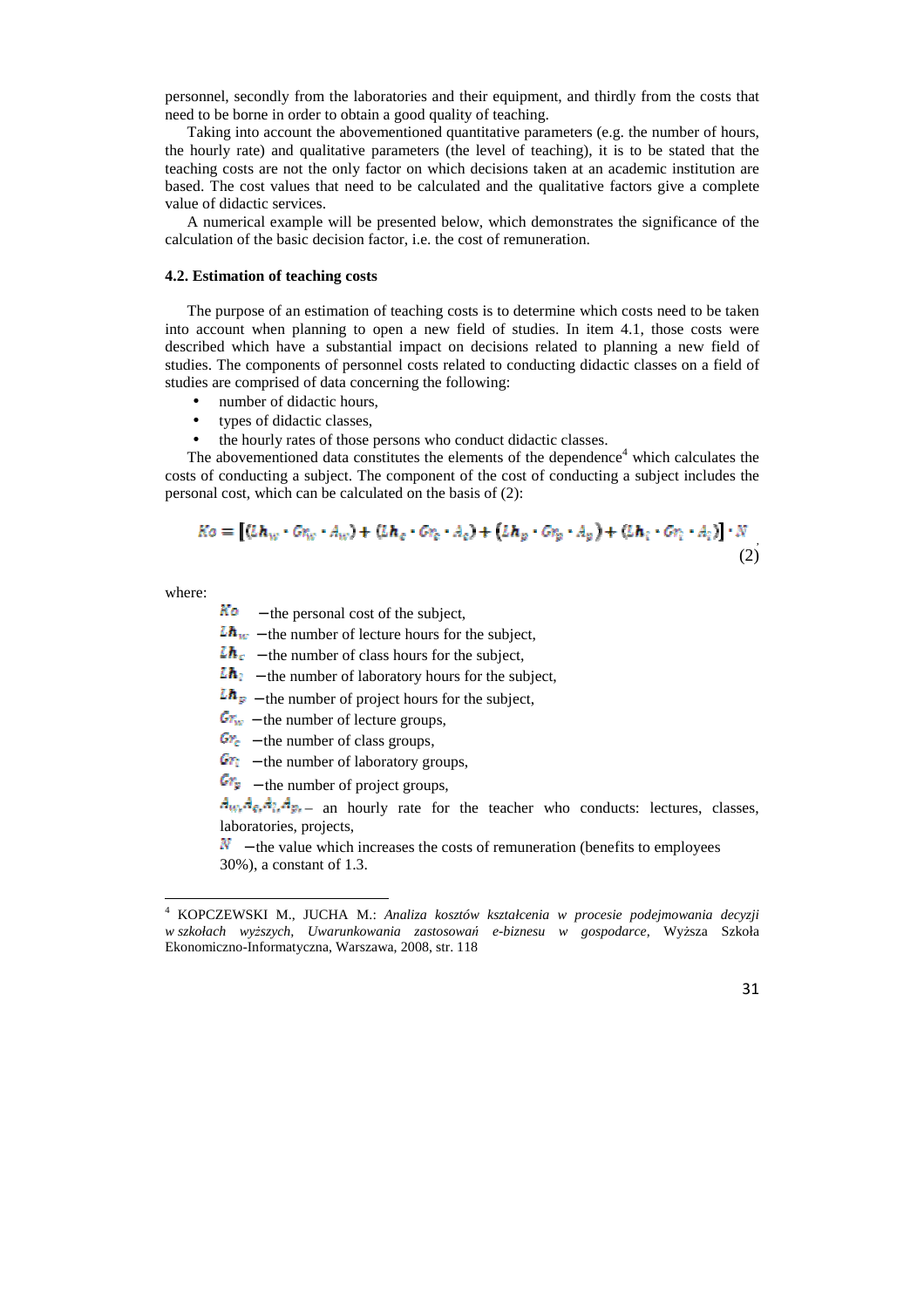personnel, secondly from the laboratories and their equipment, and thirdly from the costs that need to be borne in order to obtain a good quality of teaching.

Taking into account the abovementioned quantitative parameters (e.g. the number of hours, the hourly rate) and qualitative parameters (the level of teaching), it is to be stated that the teaching costs are not the only factor on which decisions taken at an academic institution are based. The cost values that need to be calculated and the qualitative factors give a complete value of didactic services.

A numerical example will be presented below, which demonstrates the significance of the calculation of the basic decision factor, i.e. the cost of remuneration.

#### 4.2. Estimation of teaching costs

The purpose of an estimation of teaching costs is to determine which costs need to be taken into account when planning to open a new field of studies. In item 4.1, those costs were described which have a substantial impact on decisions related to planning a new field of studies. The components of personnel costs related to conducting didactic classes on a field of studies are comprised of data concerning the following:

- number of didactic hours,
- types of didactic classes,
- the hourly rates of those persons who conduct didactic classes.

The abovementioned data constitutes the elements of the dependence[4] which calculates the costs of conducting a subject. The component of the cost of conducting a subject includes the personal cost, which can be calculated on the basis of (2):

$$Ko = \left[(Lh_w \cdot Gr_w \cdot A_w) + (Lh_c \cdot Gr_c \cdot A_c) + (Lh_p \cdot Gr_p \cdot A_p) + (Lh_l \cdot Gr_l \cdot A_l)\right] \cdot N \qquad (2)$$

where:

$Ko$ – the personal cost of the subject,

$Lh_w$ – the number of lecture hours for the subject,

$Lh_c$ – the number of class hours for the subject,

$Lh_l$ – the number of laboratory hours for the subject,

$Lh_p$ – the number of project hours for the subject,

$Gr_w$ – the number of lecture groups,

$Gr_c$ – the number of class groups,

$Gr_l$ – the number of laboratory groups,

$Gr_p$ – the number of project groups,

$A_w, A_c, A_l, A_p$ – an hourly rate for the teacher who conducts: lectures, classes, laboratories, projects,

$N$ – the value which increases the costs of remuneration (benefits to employees 30%), a constant of 1.3.

[4] KOPCZEWSKI M., JUCHA M.: *Analiza kosztów kształcenia w procesie podejmowania decyzji w szkołach wyższych, Uwarunkowania zastosowań e-biznesu w gospodarce,* Wyższa Szkoła Ekonomiczno-Informatyczna, Warszawa, 2008, str. 118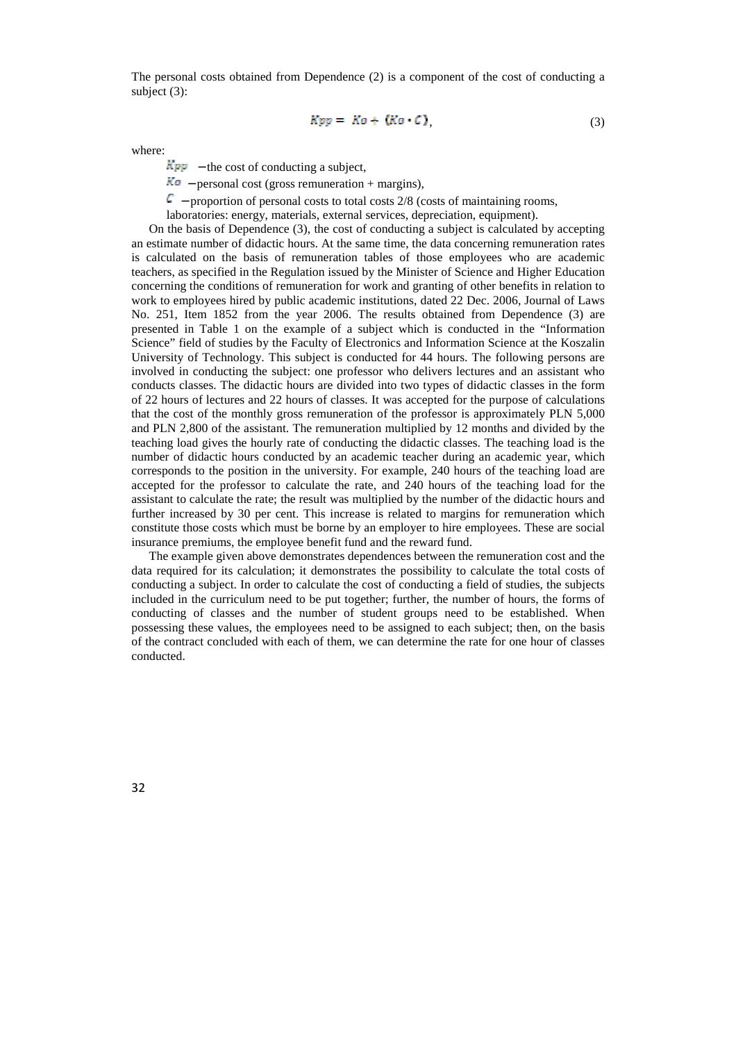The personal costs obtained from Dependence (2) is a component of the cost of conducting a subject (3):

$$Kpp = Ko + (Ko \cdot C), \tag{3}$$

where:

$Kpp$ – the cost of conducting a subject,

$Ko$ – personal cost (gross remuneration + margins),

$C$ – proportion of personal costs to total costs 2/8 (costs of maintaining rooms, laboratories: energy, materials, external services, depreciation, equipment).

On the basis of Dependence (3), the cost of conducting a subject is calculated by accepting an estimate number of didactic hours. At the same time, the data concerning remuneration rates is calculated on the basis of remuneration tables of those employees who are academic teachers, as specified in the Regulation issued by the Minister of Science and Higher Education concerning the conditions of remuneration for work and granting of other benefits in relation to work to employees hired by public academic institutions, dated 22 Dec. 2006, Journal of Laws No. 251, Item 1852 from the year 2006. The results obtained from Dependence (3) are presented in Table 1 on the example of a subject which is conducted in the "Information Science" field of studies by the Faculty of Electronics and Information Science at the Koszalin University of Technology. This subject is conducted for 44 hours. The following persons are involved in conducting the subject: one professor who delivers lectures and an assistant who conducts classes. The didactic hours are divided into two types of didactic classes in the form of 22 hours of lectures and 22 hours of classes. It was accepted for the purpose of calculations that the cost of the monthly gross remuneration of the professor is approximately PLN 5,000 and PLN 2,800 of the assistant. The remuneration multiplied by 12 months and divided by the teaching load gives the hourly rate of conducting the didactic classes. The teaching load is the number of didactic hours conducted by an academic teacher during an academic year, which corresponds to the position in the university. For example, 240 hours of the teaching load are accepted for the professor to calculate the rate, and 240 hours of the teaching load for the assistant to calculate the rate; the result was multiplied by the number of the didactic hours and further increased by 30 per cent. This increase is related to margins for remuneration which constitute those costs which must be borne by an employer to hire employees. These are social insurance premiums, the employee benefit fund and the reward fund.

The example given above demonstrates dependences between the remuneration cost and the data required for its calculation; it demonstrates the possibility to calculate the total costs of conducting a subject. In order to calculate the cost of conducting a field of studies, the subjects included in the curriculum need to be put together; further, the number of hours, the forms of conducting of classes and the number of student groups need to be established. When possessing these values, the employees need to be assigned to each subject; then, on the basis of the contract concluded with each of them, we can determine the rate for one hour of classes conducted.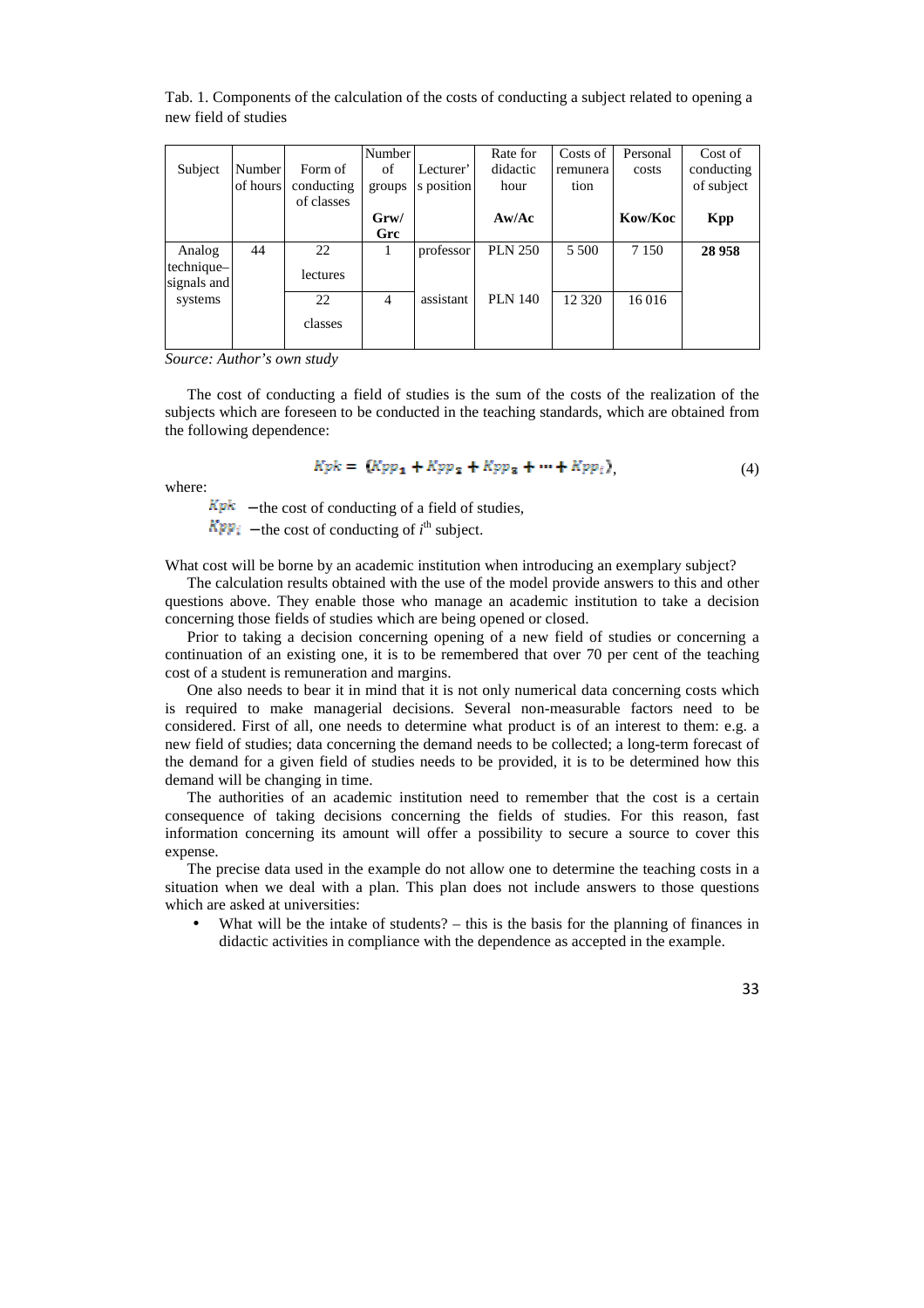Tab. 1. Components of the calculation of the costs of conducting a subject related to opening a new field of studies

| Subject | Number of hours | Form of conducting of classes | Number of groups **Grw/ Grc** | Lecturer's position | Rate for didactic hour **Aw/Ac** | Costs of remuneration | Personal costs **Kow/Koc** | Cost of conducting of subject **Kpp** |
|---|---|---|---|---|---|---|---|---|
| Analog technique– signals and systems | 44 | 22 lectures | 1 | professor | PLN 250 | 5 500 | 7 150 | **28 958** |
| | | 22 classes | 4 | assistant | PLN 140 | 12 320 | 16 016 | |

*Source: Author's own study*

The cost of conducting a field of studies is the sum of the costs of the realization of the subjects which are foreseen to be conducted in the teaching standards, which are obtained from the following dependence:

$$Kpk = (Kpp_1 + Kpp_2 + Kpp_3 + \cdots + Kpp_i), \tag{4}$$

where:

$Kpk$ – the cost of conducting of a field of studies,

$Kpp_i$ – the cost of conducting of $i^{\text{th}}$ subject.

What cost will be borne by an academic institution when introducing an exemplary subject?

The calculation results obtained with the use of the model provide answers to this and other questions above. They enable those who manage an academic institution to take a decision concerning those fields of studies which are being opened or closed.

Prior to taking a decision concerning opening of a new field of studies or concerning a continuation of an existing one, it is to be remembered that over 70 per cent of the teaching cost of a student is remuneration and margins.

One also needs to bear it in mind that it is not only numerical data concerning costs which is required to make managerial decisions. Several non-measurable factors need to be considered. First of all, one needs to determine what product is of an interest to them: e.g. a new field of studies; data concerning the demand needs to be collected; a long-term forecast of the demand for a given field of studies needs to be provided, it is to be determined how this demand will be changing in time.

The authorities of an academic institution need to remember that the cost is a certain consequence of taking decisions concerning the fields of studies. For this reason, fast information concerning its amount will offer a possibility to secure a source to cover this expense.

The precise data used in the example do not allow one to determine the teaching costs in a situation when we deal with a plan. This plan does not include answers to those questions which are asked at universities:

- What will be the intake of students? – this is the basis for the planning of finances in didactic activities in compliance with the dependence as accepted in the example.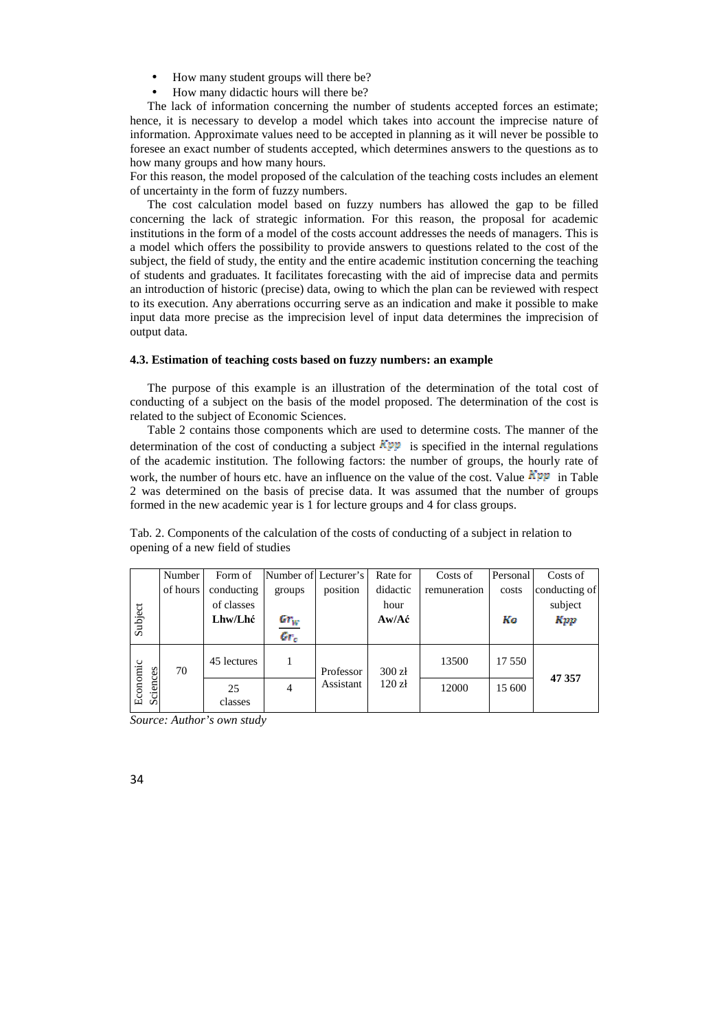- How many student groups will there be?
- How many didactic hours will there be?

The lack of information concerning the number of students accepted forces an estimate; hence, it is necessary to develop a model which takes into account the imprecise nature of information. Approximate values need to be accepted in planning as it will never be possible to foresee an exact number of students accepted, which determines answers to the questions as to how many groups and how many hours.

For this reason, the model proposed of the calculation of the teaching costs includes an element of uncertainty in the form of fuzzy numbers.

The cost calculation model based on fuzzy numbers has allowed the gap to be filled concerning the lack of strategic information. For this reason, the proposal for academic institutions in the form of a model of the costs account addresses the needs of managers. This is a model which offers the possibility to provide answers to questions related to the cost of the subject, the field of study, the entity and the entire academic institution concerning the teaching of students and graduates. It facilitates forecasting with the aid of imprecise data and permits an introduction of historic (precise) data, owing to which the plan can be reviewed with respect to its execution. Any aberrations occurring serve as an indication and make it possible to make input data more precise as the imprecision level of input data determines the imprecision of output data.

### 4.3. Estimation of teaching costs based on fuzzy numbers: an example

The purpose of this example is an illustration of the determination of the total cost of conducting of a subject on the basis of the model proposed. The determination of the cost is related to the subject of Economic Sciences.

Table 2 contains those components which are used to determine costs. The manner of the determination of the cost of conducting a subject $Kpp$ is specified in the internal regulations of the academic institution. The following factors: the number of groups, the hourly rate of work, the number of hours etc. have an influence on the value of the cost. Value $Kpp$ in Table 2 was determined on the basis of precise data. It was assumed that the number of groups formed in the new academic year is 1 for lecture groups and 4 for class groups.

Tab. 2. Components of the calculation of the costs of conducting of a subject in relation to opening of a new field of studies

| Subject | Number of hours | Form of conducting of classes **Lhw/Lhć** | Number of groups $Gr_w$ / $Gr_c$ | Lecturer's position | Rate for didactic hour **Aw/Ać** | Costs of remuneration | Personal costs $Ko$ | Costs of conducting of subject $Kpp$ |
|---|---|---|---|---|---|---|---|---|
| Economic Sciences | 70 | 45 lectures | 1 | Professor | 300 zł | 13500 | 17 550 | **47 357** |
| | | 25 classes | 4 | Assistant | 120 zł | 12000 | 15 600 | |

*Source: Author's own study*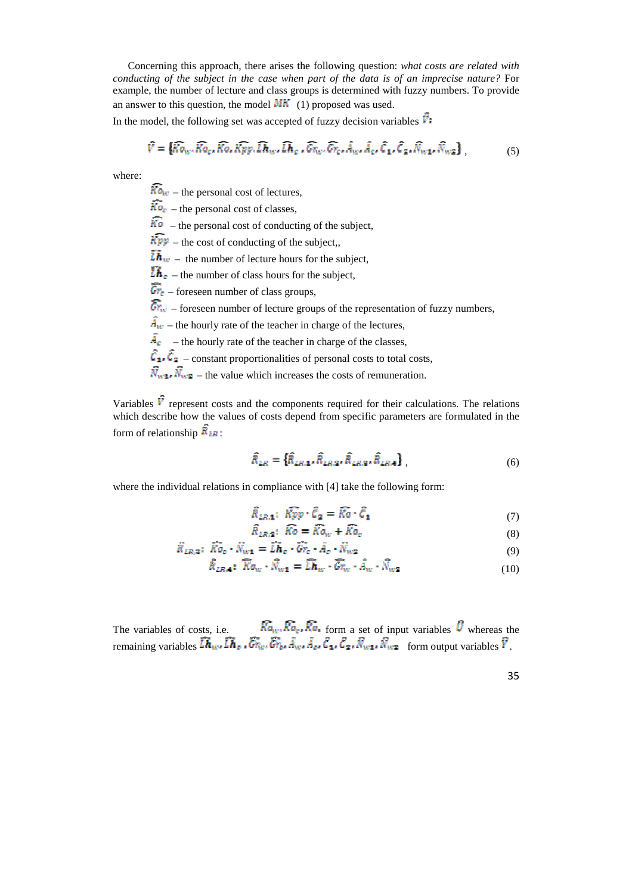Concerning this approach, there arises the following question: *what costs are related with conducting of the subject in the case when part of the data is of an imprecise nature?* For example, the number of lecture and class groups is determined with fuzzy numbers. To provide an answer to this question, the model $MK$ (1) proposed was used.

In the model, the following set was accepted of fuzzy decision variables $\hat{V}$:

$$\hat{V} = \{\widehat{Ko}_w, \widehat{Ko}_c, \widehat{Ko}, \widehat{Kpp}, \widehat{Lh}_w, \widehat{Lh}_c, \widehat{Gr}_w, \widehat{Gr}_c, \hat{A}_w, \hat{A}_c, \hat{C}_1, \hat{C}_2, \hat{N}_{w1}, \hat{N}_{w2}\}, \tag{5}$$

where:

- $\widehat{Ko}_w$ – the personal cost of lectures,
- $\widehat{Ko}_c$ – the personal cost of classes,
- $\widehat{Ko}$ – the personal cost of conducting of the subject,
- $\widehat{Kpp}$ – the cost of conducting of the subject,,
- $\widehat{Lh}_w$ – the number of lecture hours for the subject,
- $\widehat{Lh}_c$ – the number of class hours for the subject,
- $\widehat{Gr}_c$ – foreseen number of class groups,
- $\widehat{Gr}_w$ – foreseen number of lecture groups of the representation of fuzzy numbers,
- $\hat{A}_w$ – the hourly rate of the teacher in charge of the lectures,
- $\hat{A}_c$ – the hourly rate of the teacher in charge of the classes,
- $\hat{C}_1, \hat{C}_2$ – constant proportionalities of personal costs to total costs,
- $\hat{N}_{w1}, \hat{N}_{w2}$ – the value which increases the costs of remuneration.

Variables $\hat{V}$ represent costs and the components required for their calculations. The relations which describe how the values of costs depend from specific parameters are formulated in the form of relationship $\hat{R}_{LR}$:

$$\hat{R}_{LR} = \{\hat{R}_{LR1}, \hat{R}_{LR2}, \hat{R}_{LR3}, \hat{R}_{LR4}\}, \tag{6}$$

where the individual relations in compliance with [4] take the following form:

$$\hat{R}_{LR1}: \ \widehat{Kpp} \cdot \hat{C}_2 = \widehat{Ko} \cdot \hat{C}_1 \tag{7}$$

$$\hat{R}_{LR2}: \ \widehat{Ko} = \widehat{Ko}_w + \widehat{Ko}_c \tag{8}$$

$$\hat{R}_{LR3}: \ \widehat{Ko}_c \cdot \hat{N}_{w1} = \widehat{Lh}_c \cdot \widehat{Gr}_c \cdot \hat{A}_c \cdot \hat{N}_{w2} \tag{9}$$

$$\hat{R}_{LR4}: \ \widehat{Ko}_w \cdot \hat{N}_{w1} = \widehat{Lh}_w \cdot \widehat{Gr}_w \cdot \hat{A}_w \cdot \hat{N}_{w2} \tag{10}$$

The variables of costs, i.e. $\widehat{Ko}_w, \widehat{Ko}_c, \widehat{Ko}$, form a set of input variables $\hat{U}$ whereas the remaining variables $\widehat{Lh}_w, \widehat{Lh}_c, \widehat{Gr}_w, \widehat{Gr}_c, \hat{A}_w, \hat{A}_c, \hat{C}_1, \hat{C}_2, \hat{N}_{w1}, \hat{N}_{w2}$ form output variables $\hat{Y}$.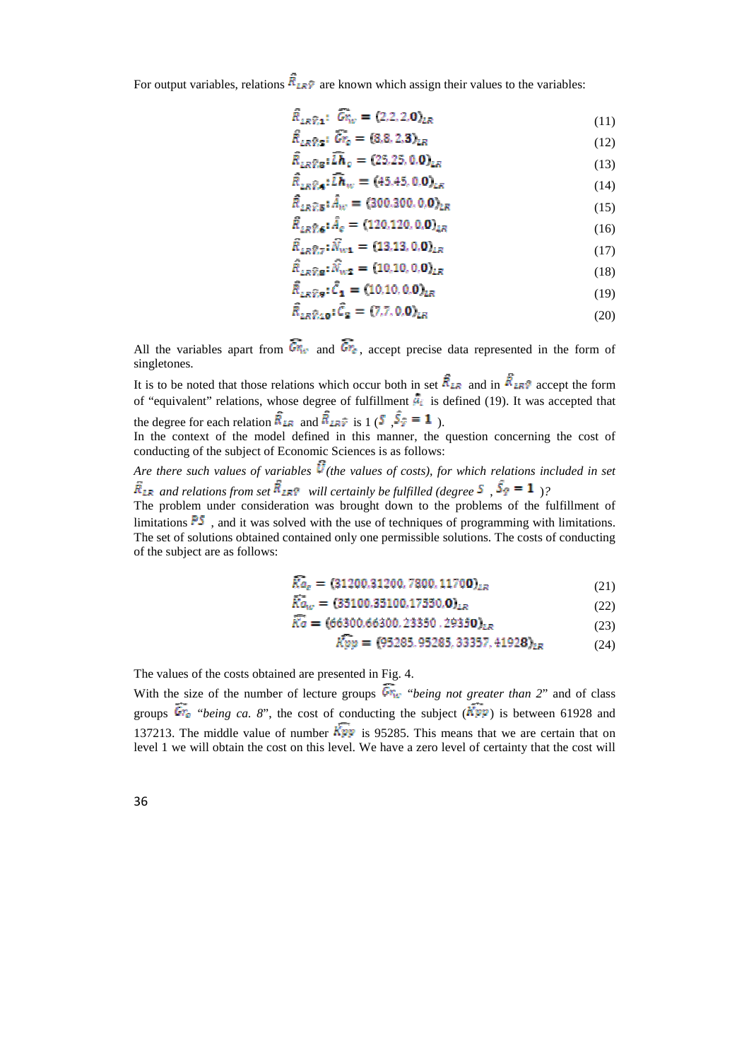For output variables, relations $\hat{\hat{R}}_{LR\hat{?}}$ are known which assign their values to the variables:

$$\hat{\hat{R}}_{LR\hat{?}_1}:\ \widehat{Gr}_w = (2,2,2,0)_{LR} \tag{11}$$

$$\hat{\hat{R}}_{LR\hat{?}_2}:\ \widehat{Gr}_c = (8,8,2,3)_{LR} \tag{12}$$

$$\hat{\hat{R}}_{LR\hat{?}_3}:\widehat{Lh}_c = (25,25,0,0)_{LR} \tag{13}$$

$$\hat{\hat{R}}_{LR\hat{?}_4}:\widehat{Lh}_w = (45,45,0,0)_{LR} \tag{14}$$

$$\hat{\hat{R}}_{LR\hat{?}_5}:\hat{A}_w = (300,300,0,0)_{LR} \tag{15}$$

$$\hat{\hat{R}}_{LR\hat{?}_6}:\hat{A}_c = (120,120,0,0)_{LR} \tag{16}$$

$$\hat{\hat{R}}_{LR\hat{?}_7}:\hat{N}_{w1} = (13,13,0,0)_{LR} \tag{17}$$

$$\hat{\hat{R}}_{LR\hat{?}_8}:\hat{N}_{w2} = (10,10,0,0)_{LR} \tag{18}$$

$$\hat{\hat{R}}_{LR\hat{?}_9}:\hat{C}_1 = (10,10,0,0)_{LR} \tag{19}$$

$$\hat{\hat{R}}_{LR\hat{?}_{10}}:\hat{C}_2 = (7,7,0,0)_{LR} \tag{20}$$

All the variables apart from $\widehat{Gr}_w$ and $\widehat{Gr}_c$, accept precise data represented in the form of singletones.

It is to be noted that those relations which occur both in set $\hat{\hat{R}}_{LR}$ and in $\hat{\hat{R}}_{LR\hat{?}}$ accept the form of "equivalent" relations, whose degree of fulfillment $\hat{a}_i$ is defined (19). It was accepted that the degree for each relation $\hat{\hat{R}}_{LR}$ and $\hat{\hat{R}}_{LR\hat{?}}$ is 1 ($\hat{S}$ ,$\hat{S}_{\hat{?}} = 1$ ).

In the context of the model defined in this manner, the question concerning the cost of conducting of the subject of Economic Sciences is as follows:

*Are there such values of variables $\hat{U}$ (the values of costs), for which relations included in set $\hat{\hat{R}}_{LR}$ and relations from set $\hat{\hat{R}}_{LR\hat{?}}$ will certainly be fulfilled (degree $\hat{S}$ , $\hat{S}_{\hat{?}} = 1$ )?*

The problem under consideration was brought down to the problems of the fulfillment of limitations $\hat{P}\hat{S}$ , and it was solved with the use of techniques of programming with limitations. The set of solutions obtained contained only one permissible solutions. The costs of conducting of the subject are as follows:

$$\widehat{Ko}_c = (31200,31200,7800,11700)_{LR} \tag{21}$$

$$\widehat{Ko}_w = (35100,35100,17550,0)_{LR} \tag{22}$$

$$\widehat{Ko} = (66300,66300,23350,29350)_{LR} \tag{23}$$

$$\widehat{Kpp} = (95285,95285,33357,41928)_{LR} \tag{24}$$

The values of the costs obtained are presented in Fig. 4.

With the size of the number of lecture groups $\widehat{Gr}_w$ "*being not greater than 2*" and of class groups $\widehat{Gr}_c$ "*being ca. 8*", the cost of conducting the subject ($\widehat{Kpp}$) is between 61928 and 137213. The middle value of number $\widehat{Kpp}$ is 95285. This means that we are certain that on level 1 we will obtain the cost on this level. We have a zero level of certainty that the cost will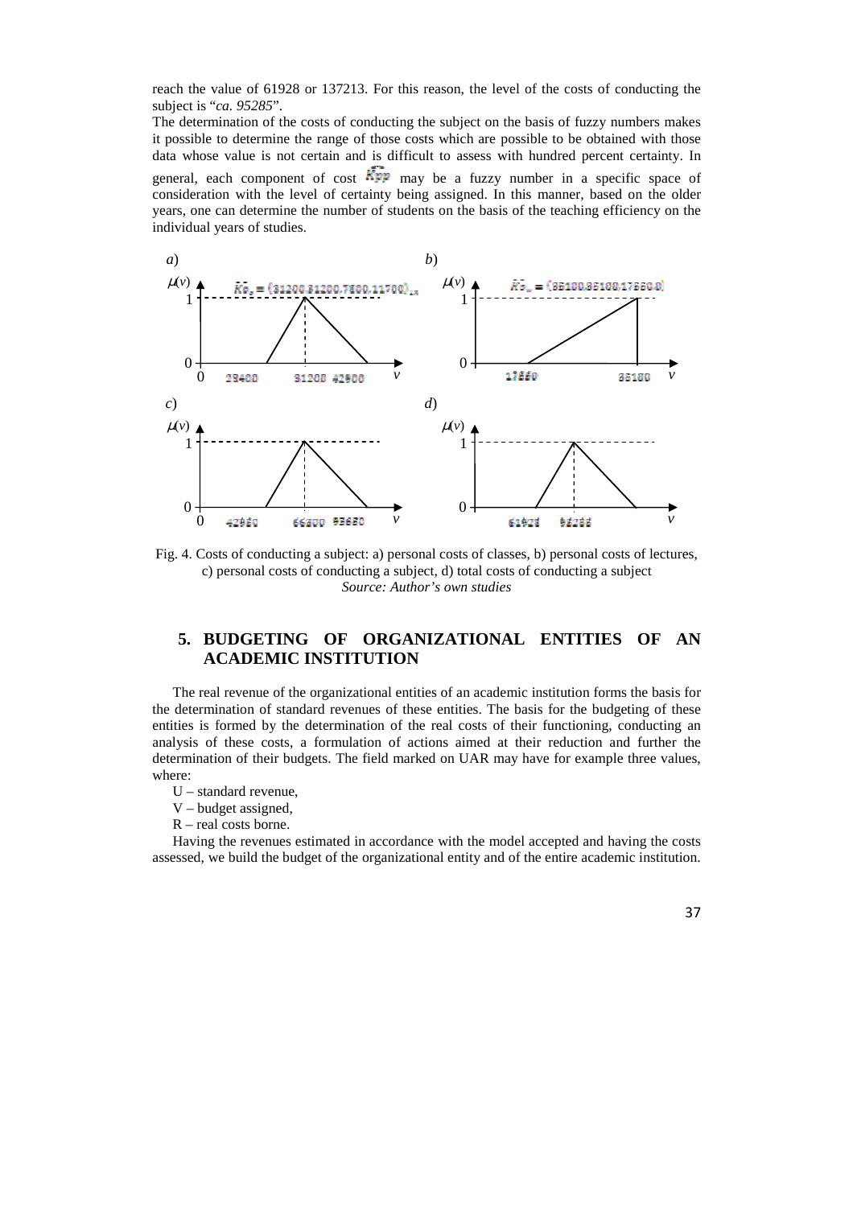reach the value of 61928 or 137213. For this reason, the level of the costs of conducting the subject is "*ca. 95285*".

The determination of the costs of conducting the subject on the basis of fuzzy numbers makes it possible to determine the range of those costs which are possible to be obtained with those data whose value is not certain and is difficult to assess with hundred percent certainty. In general, each component of cost $\widetilde{Kpp}$ may be a fuzzy number in a specific space of consideration with the level of certainty being assigned. In this manner, based on the older years, one can determine the number of students on the basis of the teaching efficiency on the individual years of studies.

Fig. 4. Costs of conducting a subject: a) personal costs of classes, b) personal costs of lectures, c) personal costs of conducting a subject, d) total costs of conducting a subject

*Source: Author's own studies*

## 5. BUDGETING OF ORGANIZATIONAL ENTITIES OF AN ACADEMIC INSTITUTION

The real revenue of the organizational entities of an academic institution forms the basis for the determination of standard revenues of these entities. The basis for the budgeting of these entities is formed by the determination of the real costs of their functioning, conducting an analysis of these costs, a formulation of actions aimed at their reduction and further the determination of their budgets. The field marked on UAR may have for example three values, where:

U – standard revenue,

V – budget assigned,

R – real costs borne.

Having the revenues estimated in accordance with the model accepted and having the costs assessed, we build the budget of the organizational entity and of the entire academic institution.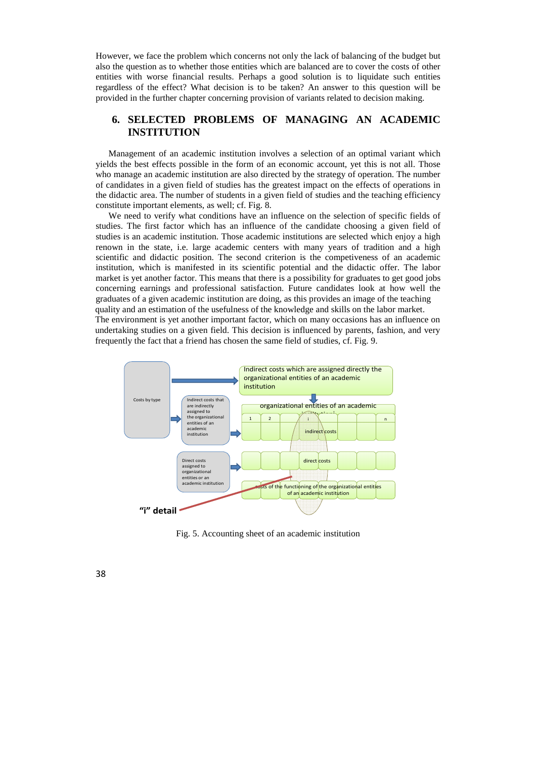However, we face the problem which concerns not only the lack of balancing of the budget but also the question as to whether those entities which are balanced are to cover the costs of other entities with worse financial results. Perhaps a good solution is to liquidate such entities regardless of the effect? What decision is to be taken? An answer to this question will be provided in the further chapter concerning provision of variants related to decision making.

## 6. SELECTED PROBLEMS OF MANAGING AN ACADEMIC INSTITUTION

Management of an academic institution involves a selection of an optimal variant which yields the best effects possible in the form of an economic account, yet this is not all. Those who manage an academic institution are also directed by the strategy of operation. The number of candidates in a given field of studies has the greatest impact on the effects of operations in the didactic area. The number of students in a given field of studies and the teaching efficiency constitute important elements, as well; cf. Fig. 8.

We need to verify what conditions have an influence on the selection of specific fields of studies. The first factor which has an influence of the candidate choosing a given field of studies is an academic institution. Those academic institutions are selected which enjoy a high renown in the state, i.e. large academic centers with many years of tradition and a high scientific and didactic position. The second criterion is the competiveness of an academic institution, which is manifested in its scientific potential and the didactic offer. The labor market is yet another factor. This means that there is a possibility for graduates to get good jobs concerning earnings and professional satisfaction. Future candidates look at how well the graduates of a given academic institution are doing, as this provides an image of the teaching quality and an estimation of the usefulness of the knowledge and skills on the labor market.
The environment is yet another important factor, which on many occasions has an influence on undertaking studies on a given field. This decision is influenced by parents, fashion, and very frequently the fact that a friend has chosen the same field of studies, cf. Fig. 9.

Costs by type

Indirect costs which are assigned directly the organizational entities of an academic institution

Indirect costs that are indirectly assigned to the organizational entities of an academic institution

Direct costs assigned to organizational entities or an academic institution

organizational entities of an academic institution

1 | 2 | i | n

indirect costs

direct costs

costs of the functioning of the organizational entities of an academic institution

"i" detail

Fig. 5. Accounting sheet of an academic institution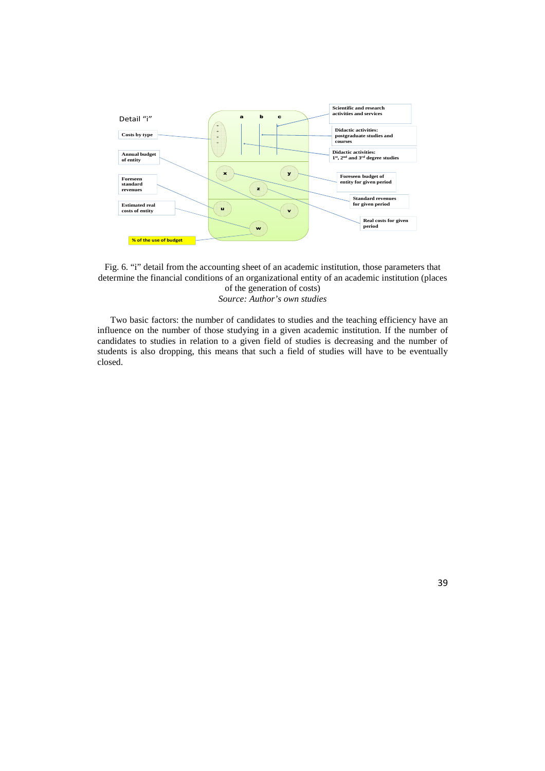Detail "i"

Costs by type

Annual budget of entity

Foreseen standard revenues

Estimated real costs of entity

% of the use of budget

a b c

x y z u v w

Scientific and research activities and services

Didactic activities: postgraduate studies and courses

Didactic activities: 1st, 2nd and 3rd degree studies

Foreseen budget of entity for given period

Standard revenues for given period

Real costs for given period

Fig. 6. "i" detail from the accounting sheet of an academic institution, those parameters that determine the financial conditions of an organizational entity of an academic institution (places of the generation of costs)
*Source: Author's own studies*

Two basic factors: the number of candidates to studies and the teaching efficiency have an influence on the number of those studying in a given academic institution. If the number of candidates to studies in relation to a given field of studies is decreasing and the number of students is also dropping, this means that such a field of studies will have to be eventually closed.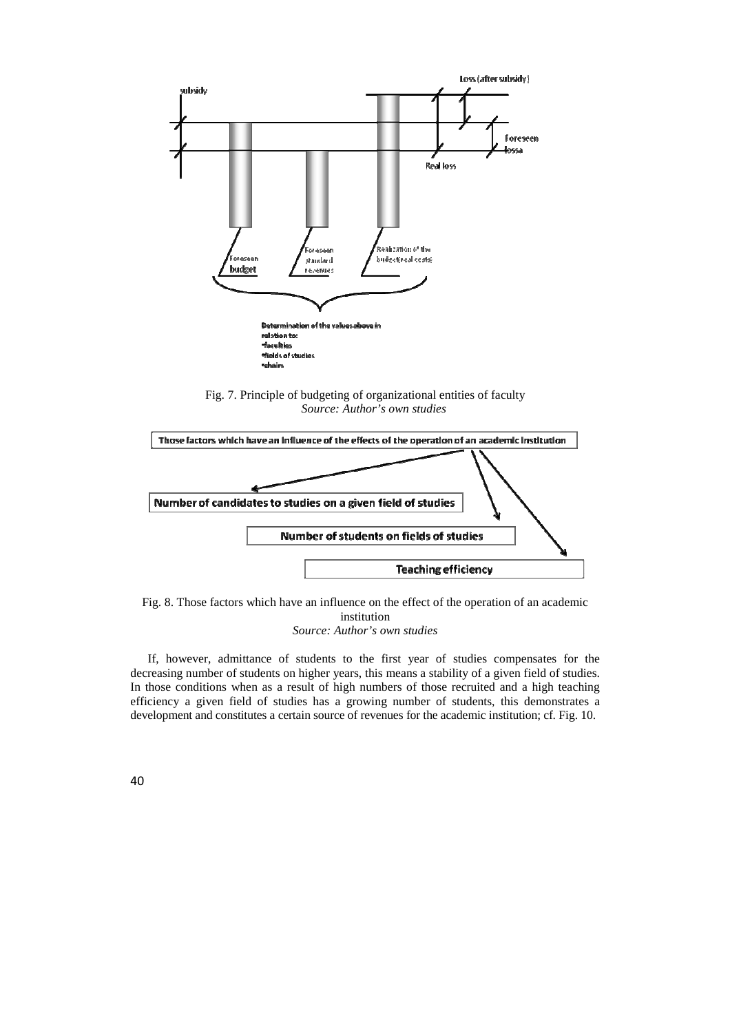Fig. 7. Principle of budgeting of organizational entities of faculty
*Source: Author's own studies*

Fig. 8. Those factors which have an influence on the effect of the operation of an academic institution
*Source: Author's own studies*

If, however, admittance of students to the first year of studies compensates for the decreasing number of students on higher years, this means a stability of a given field of studies. In those conditions when as a result of high numbers of those recruited and a high teaching efficiency a given field of studies has a growing number of students, this demonstrates a development and constitutes a certain source of revenues for the academic institution; cf. Fig. 10.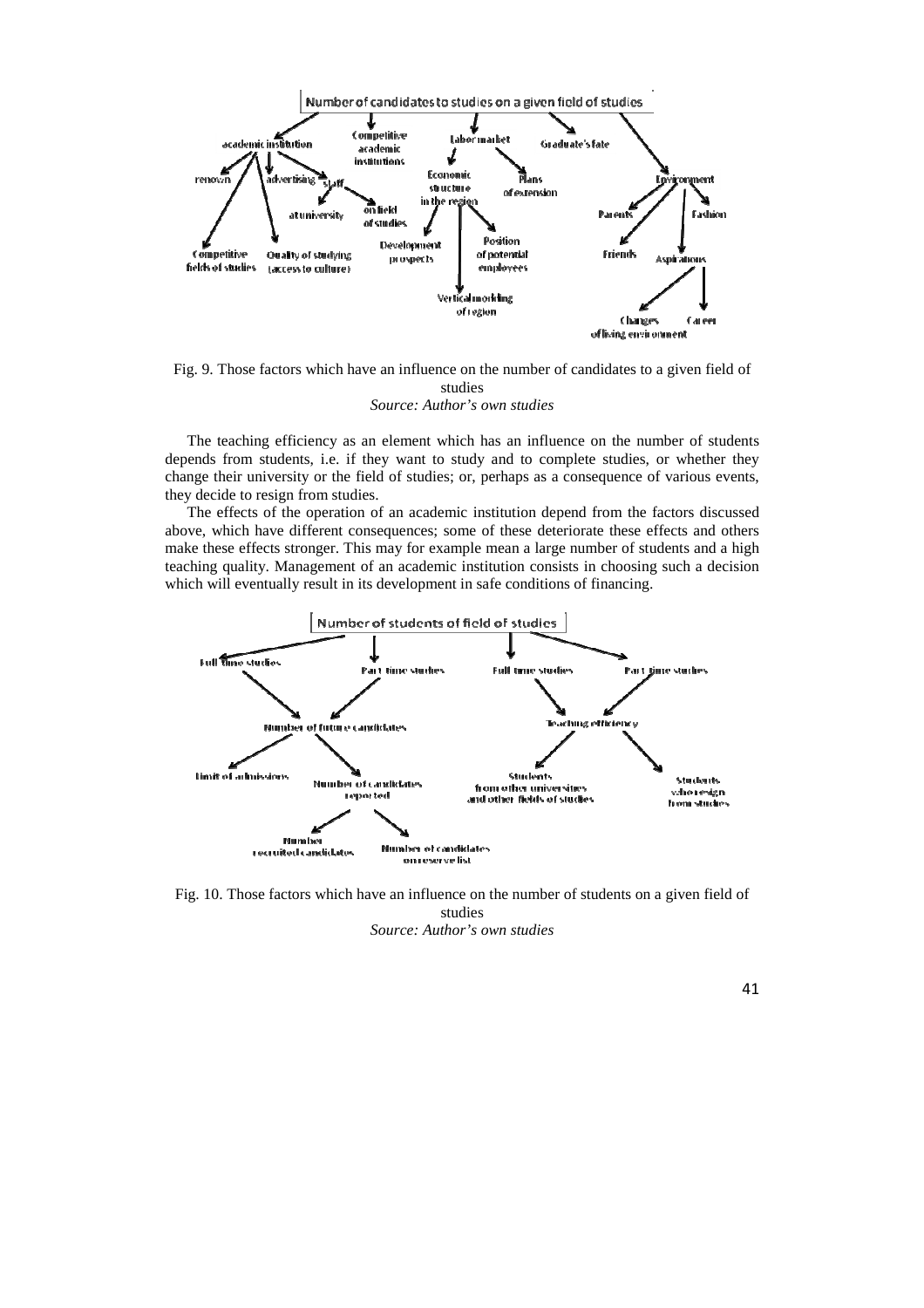Number of candidates to studies on a given field of studies

academic institution; Competitive academic institutions; Labor market; Graduate's fate; Environment

renown; advertising; staff; at university; on field of studies; Competitive fields of studies; Quality of studying (access to culture)

Economic structure in the region; Plans of extension; Development prospects; Position of potential employees; Vertical modding of region

Parents; Fashion; Friends; Aspirations; Changes of living environment; Career

Fig. 9. Those factors which have an influence on the number of candidates to a given field of studies

*Source: Author's own studies*

The teaching efficiency as an element which has an influence on the number of students depends from students, i.e. if they want to study and to complete studies, or whether they change their university or the field of studies; or, perhaps as a consequence of various events, they decide to resign from studies.

The effects of the operation of an academic institution depend from the factors discussed above, which have different consequences; some of these deteriorate these effects and others make these effects stronger. This may for example mean a large number of students and a high teaching quality. Management of an academic institution consists in choosing such a decision which will eventually result in its development in safe conditions of financing.

Number of students of field of studies

Full time studies; Part time studies; Full time studies; Part time studies

Number of future candidates; Teaching efficiency

Limit of admissions; Number of candidates reported; Students from other universities and other fields of studies; Students who resign from studies

Number recruited candidates; Number of candidates on reserve list

Fig. 10. Those factors which have an influence on the number of students on a given field of studies

*Source: Author's own studies*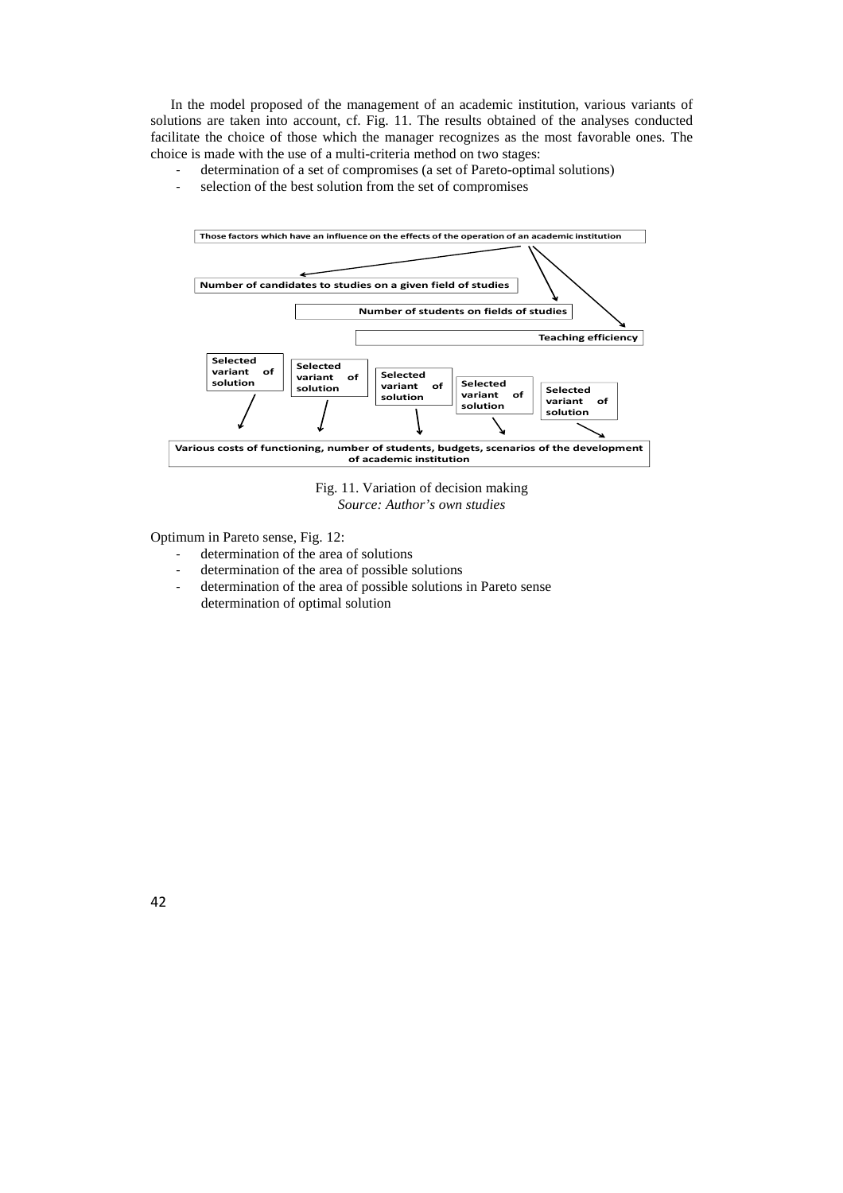In the model proposed of the management of an academic institution, various variants of solutions are taken into account, cf. Fig. 11. The results obtained of the analyses conducted facilitate the choice of those which the manager recognizes as the most favorable ones. The choice is made with the use of a multi-criteria method on two stages:

- determination of a set of compromises (a set of Pareto-optimal solutions)
- selection of the best solution from the set of compromises

**Those factors which have an influence on the effects of the operation of an academic institution**

**Number of candidates to studies on a given field of studies**

**Number of students on fields of studies**

**Teaching efficiency**

**Selected variant of solution** | **Selected variant of solution** | **Selected variant of solution** | **Selected variant of solution** | **Selected variant of solution**

**Various costs of functioning, number of students, budgets, scenarios of the development of academic institution**

Fig. 11. Variation of decision making
*Source: Author's own studies*

Optimum in Pareto sense, Fig. 12:

- determination of the area of solutions
- determination of the area of possible solutions
- determination of the area of possible solutions in Pareto sense
  determination of optimal solution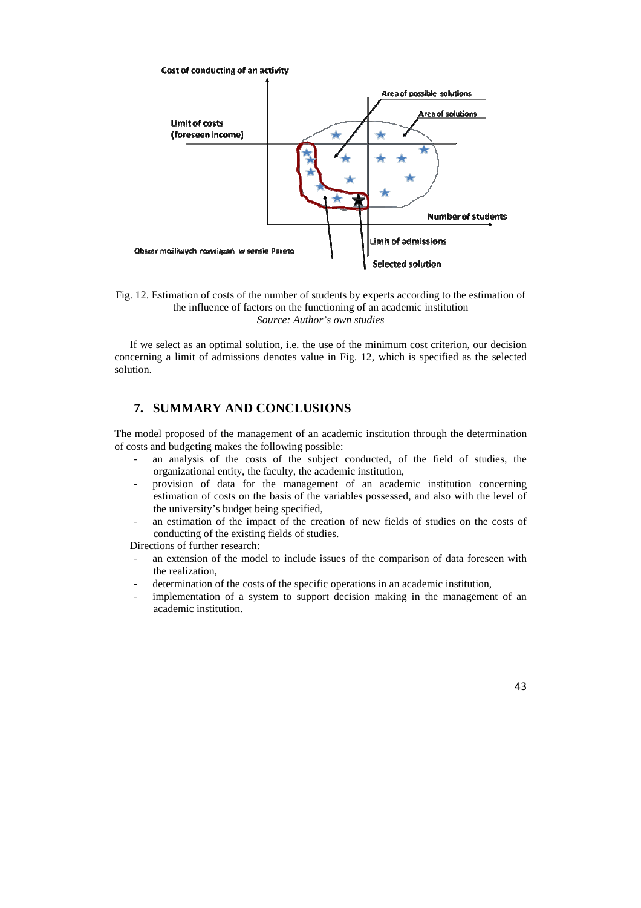Fig. 12. Estimation of costs of the number of students by experts according to the estimation of the influence of factors on the functioning of an academic institution
*Source: Author's own studies*

If we select as an optimal solution, i.e. the use of the minimum cost criterion, our decision concerning a limit of admissions denotes value in Fig. 12, which is specified as the selected solution.

## 7. SUMMARY AND CONCLUSIONS

The model proposed of the management of an academic institution through the determination of costs and budgeting makes the following possible:

- an analysis of the costs of the subject conducted, of the field of studies, the organizational entity, the faculty, the academic institution,
- provision of data for the management of an academic institution concerning estimation of costs on the basis of the variables possessed, and also with the level of the university's budget being specified,
- an estimation of the impact of the creation of new fields of studies on the costs of conducting of the existing fields of studies.

Directions of further research:

- an extension of the model to include issues of the comparison of data foreseen with the realization,
- determination of the costs of the specific operations in an academic institution,
- implementation of a system to support decision making in the management of an academic institution.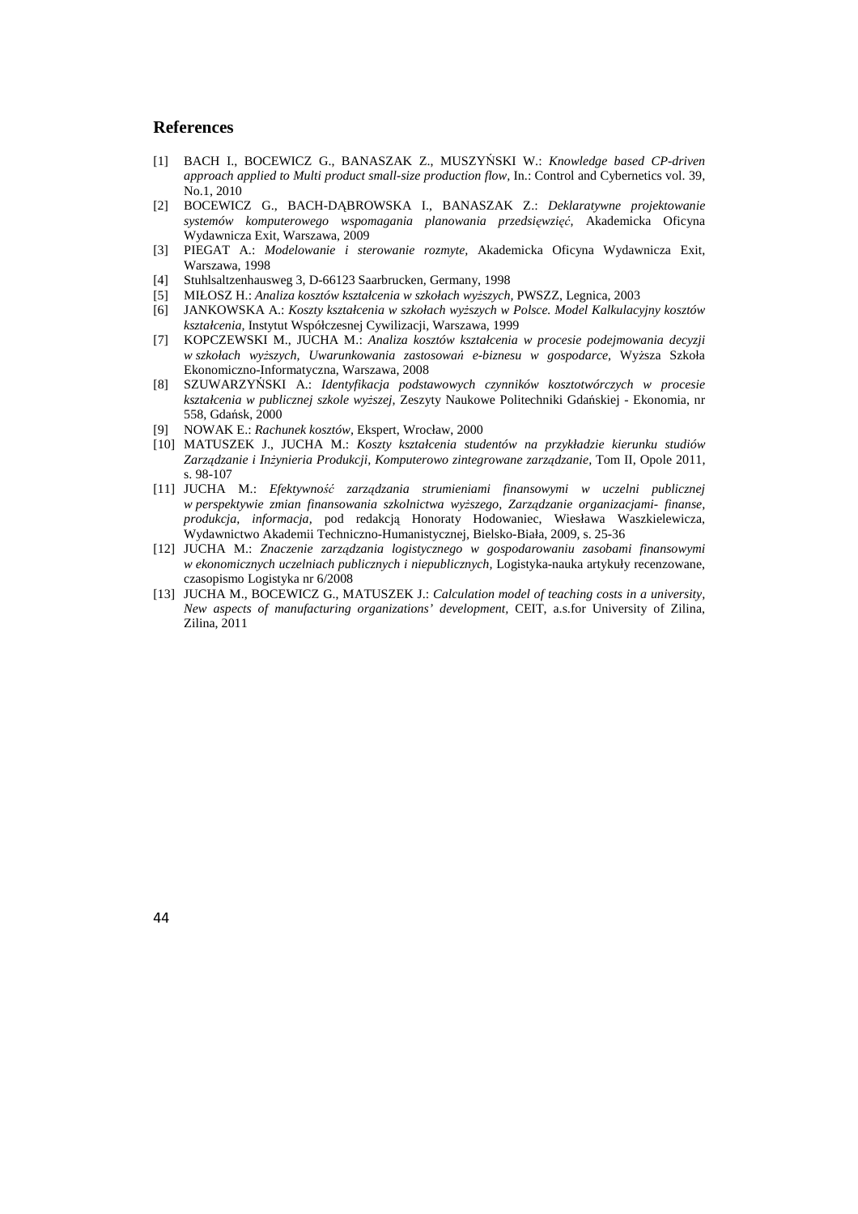## References

[1] BACH I., BOCEWICZ G., BANASZAK Z., MUSZYŃSKI W.: *Knowledge based CP-driven approach applied to Multi product small-size production flow*, In.: Control and Cybernetics vol. 39, No.1, 2010

[2] BOCEWICZ G., BACH-DĄBROWSKA I., BANASZAK Z.: *Deklaratywne projektowanie systemów komputerowego wspomagania planowania przedsięwzięć*, Akademicka Oficyna Wydawnicza Exit, Warszawa, 2009

[3] PIEGAT A.: *Modelowanie i sterowanie rozmyte*, Akademicka Oficyna Wydawnicza Exit, Warszawa, 1998

[4] Stuhlsaltzenhausweg 3, D-66123 Saarbrucken, Germany, 1998

[5] MIŁOSZ H.: *Analiza kosztów kształcenia w szkołach wyższych*, PWSZZ, Legnica, 2003

[6] JANKOWSKA A.: *Koszty kształcenia w szkołach wyższych w Polsce. Model Kalkulacyjny kosztów kształcenia*, Instytut Współczesnej Cywilizacji, Warszawa, 1999

[7] KOPCZEWSKI M., JUCHA M.: *Analiza kosztów kształcenia w procesie podejmowania decyzji w szkołach wyższych, Uwarunkowania zastosowań e-biznesu w gospodarce*, Wyższa Szkoła Ekonomiczno-Informatyczna, Warszawa, 2008

[8] SZUWARZYŃSKI A.: *Identyfikacja podstawowych czynników kosztotwórczych w procesie kształcenia w publicznej szkole wyższej*, Zeszyty Naukowe Politechniki Gdańskiej - Ekonomia, nr 558, Gdańsk, 2000

[9] NOWAK E.: *Rachunek kosztów*, Ekspert, Wrocław, 2000

[10] MATUSZEK J., JUCHA M.: *Koszty kształcenia studentów na przykładzie kierunku studiów Zarządzanie i Inżynieria Produkcji, Komputerowo zintegrowane zarządzanie*, Tom II, Opole 2011, s. 98-107

[11] JUCHA M.: *Efektywność zarządzania strumieniami finansowymi w uczelni publicznej w perspektywie zmian finansowania szkolnictwa wyższego, Zarządzanie organizacjami- finanse, produkcja, informacja*, pod redakcją Honoraty Hodowaniec, Wiesława Waszkielewicza, Wydawnictwo Akademii Techniczno-Humanistycznej, Bielsko-Biała, 2009, s. 25-36

[12] JUCHA M.: *Znaczenie zarządzania logistycznego w gospodarowaniu zasobami finansowymi w ekonomicznych uczelniach publicznych i niepublicznych*, Logistyka-nauka artykuły recenzowane, czasopismo Logistyka nr 6/2008

[13] JUCHA M., BOCEWICZ G., MATUSZEK J.: *Calculation model of teaching costs in a university, New aspects of manufacturing organizations' development*, CEIT, a.s.for University of Zilina, Zilina, 2011